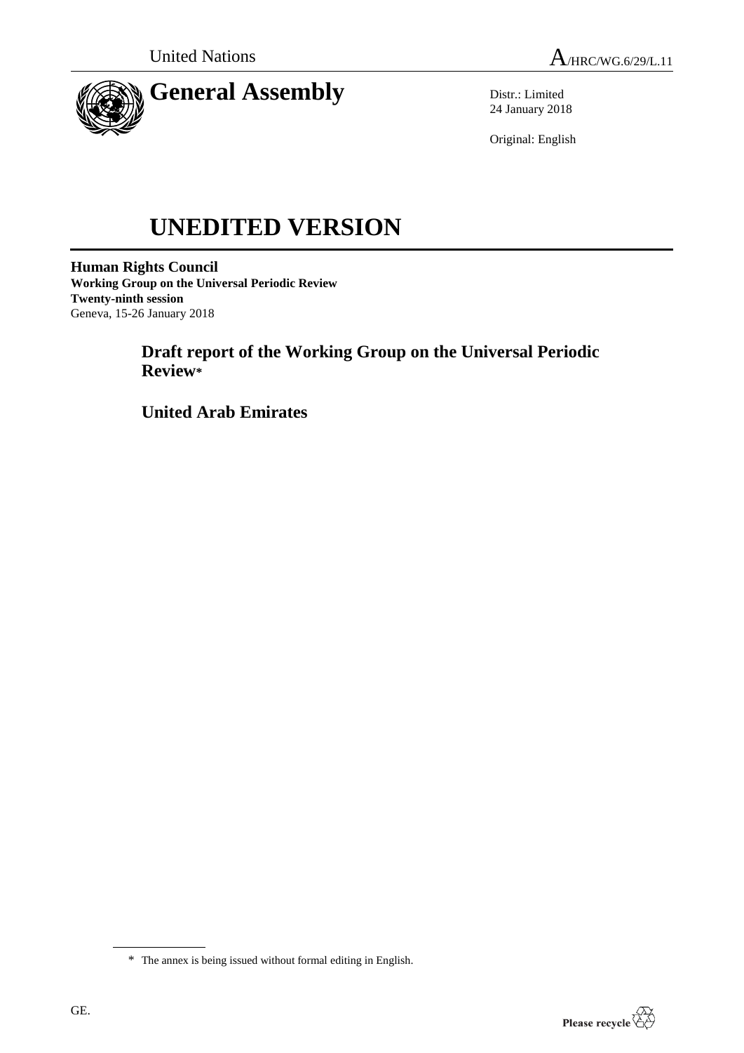United Nations A/HRC/WG.6/29/L.11

# General Assembly

Distr.: Limited
24 January 2018

Original: English

# UNEDITED VERSION

**Human Rights Council**
**Working Group on the Universal Periodic Review**
**Twenty-ninth session**
Geneva, 15-26 January 2018

## Draft report of the Working Group on the Universal Periodic Review*

## United Arab Emirates

\* The annex is being issued without formal editing in English.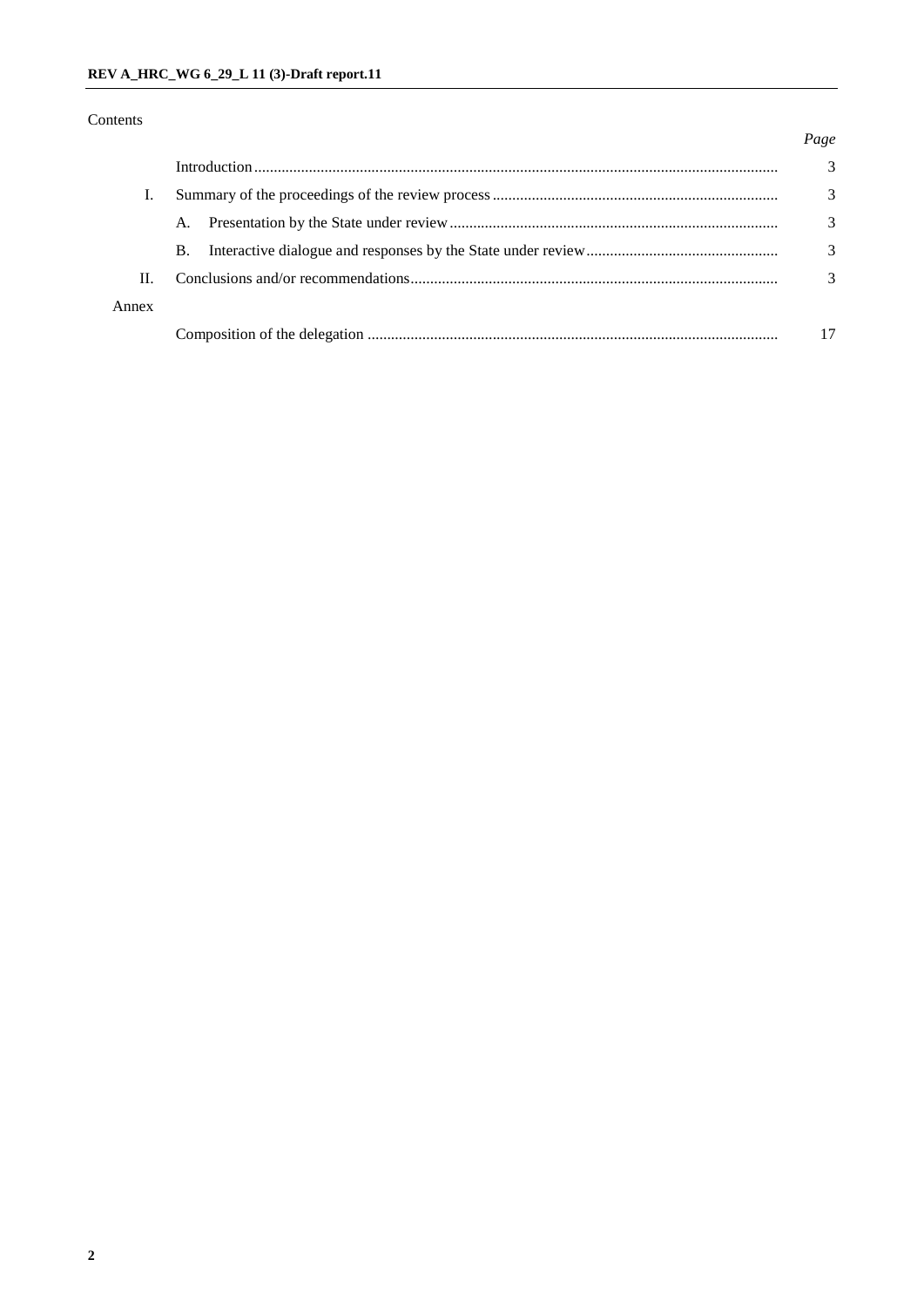Contents

| | | Page |
|---|---|---|
| | Introduction | 3 |
| I. | Summary of the proceedings of the review process | 3 |
| | A. Presentation by the State under review | 3 |
| | B. Interactive dialogue and responses by the State under review | 3 |
| II. | Conclusions and/or recommendations | 3 |
| Annex | | |
| | Composition of the delegation | 17 |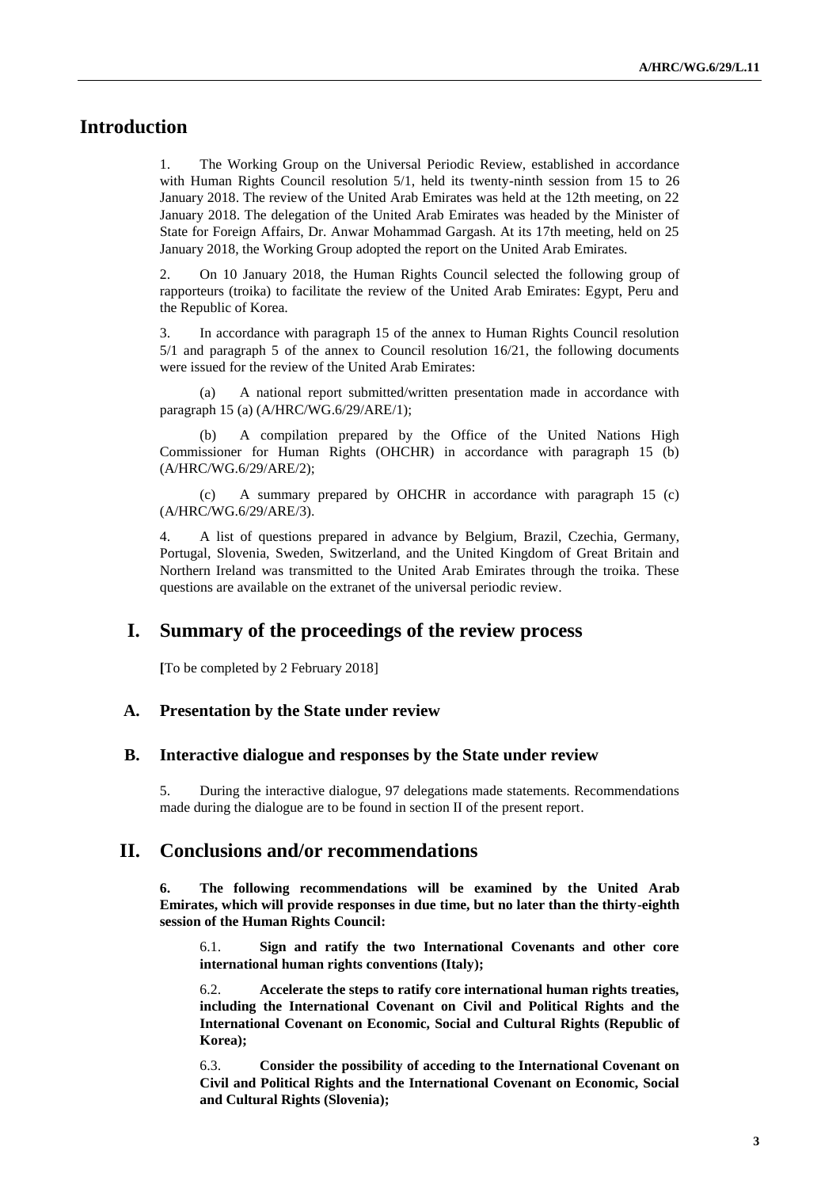# Introduction

1. The Working Group on the Universal Periodic Review, established in accordance with Human Rights Council resolution 5/1, held its twenty-ninth session from 15 to 26 January 2018. The review of the United Arab Emirates was held at the 12th meeting, on 22 January 2018. The delegation of the United Arab Emirates was headed by the Minister of State for Foreign Affairs, Dr. Anwar Mohammad Gargash. At its 17th meeting, held on 25 January 2018, the Working Group adopted the report on the United Arab Emirates.

2. On 10 January 2018, the Human Rights Council selected the following group of rapporteurs (troika) to facilitate the review of the United Arab Emirates: Egypt, Peru and the Republic of Korea.

3. In accordance with paragraph 15 of the annex to Human Rights Council resolution 5/1 and paragraph 5 of the annex to Council resolution 16/21, the following documents were issued for the review of the United Arab Emirates:

(a) A national report submitted/written presentation made in accordance with paragraph 15 (a) (A/HRC/WG.6/29/ARE/1);

(b) A compilation prepared by the Office of the United Nations High Commissioner for Human Rights (OHCHR) in accordance with paragraph 15 (b) (A/HRC/WG.6/29/ARE/2);

(c) A summary prepared by OHCHR in accordance with paragraph 15 (c) (A/HRC/WG.6/29/ARE/3).

4. A list of questions prepared in advance by Belgium, Brazil, Czechia, Germany, Portugal, Slovenia, Sweden, Switzerland, and the United Kingdom of Great Britain and Northern Ireland was transmitted to the United Arab Emirates through the troika. These questions are available on the extranet of the universal periodic review.

# I. Summary of the proceedings of the review process

[To be completed by 2 February 2018]

## A. Presentation by the State under review

## B. Interactive dialogue and responses by the State under review

5. During the interactive dialogue, 97 delegations made statements. Recommendations made during the dialogue are to be found in section II of the present report.

# II. Conclusions and/or recommendations

**6. The following recommendations will be examined by the United Arab Emirates, which will provide responses in due time, but no later than the thirty-eighth session of the Human Rights Council:**

6.1. **Sign and ratify the two International Covenants and other core international human rights conventions (Italy);**

6.2. **Accelerate the steps to ratify core international human rights treaties, including the International Covenant on Civil and Political Rights and the International Covenant on Economic, Social and Cultural Rights (Republic of Korea);**

6.3. **Consider the possibility of acceding to the International Covenant on Civil and Political Rights and the International Covenant on Economic, Social and Cultural Rights (Slovenia);**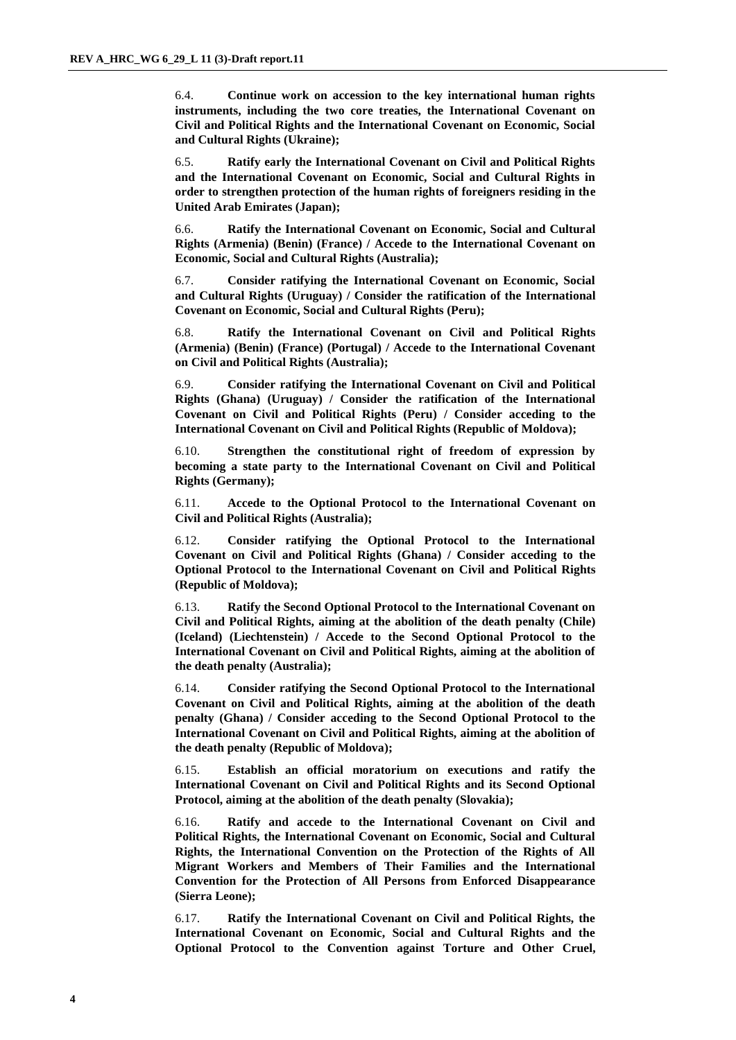6.4. **Continue work on accession to the key international human rights instruments, including the two core treaties, the International Covenant on Civil and Political Rights and the International Covenant on Economic, Social and Cultural Rights (Ukraine);**

6.5. **Ratify early the International Covenant on Civil and Political Rights and the International Covenant on Economic, Social and Cultural Rights in order to strengthen protection of the human rights of foreigners residing in the United Arab Emirates (Japan);**

6.6. **Ratify the International Covenant on Economic, Social and Cultural Rights (Armenia) (Benin) (France) / Accede to the International Covenant on Economic, Social and Cultural Rights (Australia);**

6.7. **Consider ratifying the International Covenant on Economic, Social and Cultural Rights (Uruguay) / Consider the ratification of the International Covenant on Economic, Social and Cultural Rights (Peru);**

6.8. **Ratify the International Covenant on Civil and Political Rights (Armenia) (Benin) (France) (Portugal) / Accede to the International Covenant on Civil and Political Rights (Australia);**

6.9. **Consider ratifying the International Covenant on Civil and Political Rights (Ghana) (Uruguay) / Consider the ratification of the International Covenant on Civil and Political Rights (Peru) / Consider acceding to the International Covenant on Civil and Political Rights (Republic of Moldova);**

6.10. **Strengthen the constitutional right of freedom of expression by becoming a state party to the International Covenant on Civil and Political Rights (Germany);**

6.11. **Accede to the Optional Protocol to the International Covenant on Civil and Political Rights (Australia);**

6.12. **Consider ratifying the Optional Protocol to the International Covenant on Civil and Political Rights (Ghana) / Consider acceding to the Optional Protocol to the International Covenant on Civil and Political Rights (Republic of Moldova);**

6.13. **Ratify the Second Optional Protocol to the International Covenant on Civil and Political Rights, aiming at the abolition of the death penalty (Chile) (Iceland) (Liechtenstein) / Accede to the Second Optional Protocol to the International Covenant on Civil and Political Rights, aiming at the abolition of the death penalty (Australia);**

6.14. **Consider ratifying the Second Optional Protocol to the International Covenant on Civil and Political Rights, aiming at the abolition of the death penalty (Ghana) / Consider acceding to the Second Optional Protocol to the International Covenant on Civil and Political Rights, aiming at the abolition of the death penalty (Republic of Moldova);**

6.15. **Establish an official moratorium on executions and ratify the International Covenant on Civil and Political Rights and its Second Optional Protocol, aiming at the abolition of the death penalty (Slovakia);**

6.16. **Ratify and accede to the International Covenant on Civil and Political Rights, the International Covenant on Economic, Social and Cultural Rights, the International Convention on the Protection of the Rights of All Migrant Workers and Members of Their Families and the International Convention for the Protection of All Persons from Enforced Disappearance (Sierra Leone);**

6.17. **Ratify the International Covenant on Civil and Political Rights, the International Covenant on Economic, Social and Cultural Rights and the Optional Protocol to the Convention against Torture and Other Cruel,**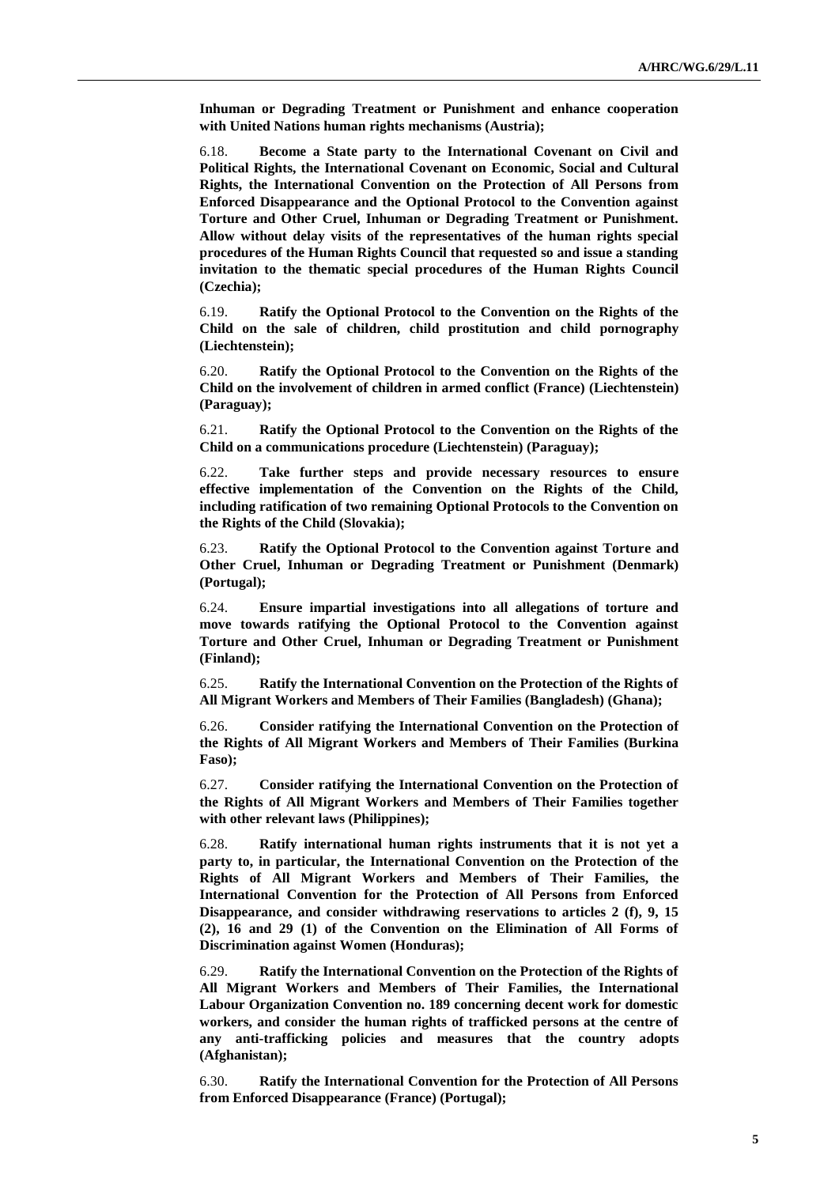**Inhuman or Degrading Treatment or Punishment and enhance cooperation with United Nations human rights mechanisms (Austria);**

6.18. **Become a State party to the International Covenant on Civil and Political Rights, the International Covenant on Economic, Social and Cultural Rights, the International Convention on the Protection of All Persons from Enforced Disappearance and the Optional Protocol to the Convention against Torture and Other Cruel, Inhuman or Degrading Treatment or Punishment. Allow without delay visits of the representatives of the human rights special procedures of the Human Rights Council that requested so and issue a standing invitation to the thematic special procedures of the Human Rights Council (Czechia);**

6.19. **Ratify the Optional Protocol to the Convention on the Rights of the Child on the sale of children, child prostitution and child pornography (Liechtenstein);**

6.20. **Ratify the Optional Protocol to the Convention on the Rights of the Child on the involvement of children in armed conflict (France) (Liechtenstein) (Paraguay);**

6.21. **Ratify the Optional Protocol to the Convention on the Rights of the Child on a communications procedure (Liechtenstein) (Paraguay);**

6.22. **Take further steps and provide necessary resources to ensure effective implementation of the Convention on the Rights of the Child, including ratification of two remaining Optional Protocols to the Convention on the Rights of the Child (Slovakia);**

6.23. **Ratify the Optional Protocol to the Convention against Torture and Other Cruel, Inhuman or Degrading Treatment or Punishment (Denmark) (Portugal);**

6.24. **Ensure impartial investigations into all allegations of torture and move towards ratifying the Optional Protocol to the Convention against Torture and Other Cruel, Inhuman or Degrading Treatment or Punishment (Finland);**

6.25. **Ratify the International Convention on the Protection of the Rights of All Migrant Workers and Members of Their Families (Bangladesh) (Ghana);**

6.26. **Consider ratifying the International Convention on the Protection of the Rights of All Migrant Workers and Members of Their Families (Burkina Faso);**

6.27. **Consider ratifying the International Convention on the Protection of the Rights of All Migrant Workers and Members of Their Families together with other relevant laws (Philippines);**

6.28. **Ratify international human rights instruments that it is not yet a party to, in particular, the International Convention on the Protection of the Rights of All Migrant Workers and Members of Their Families, the International Convention for the Protection of All Persons from Enforced Disappearance, and consider withdrawing reservations to articles 2 (f), 9, 15 (2), 16 and 29 (1) of the Convention on the Elimination of All Forms of Discrimination against Women (Honduras);**

6.29. **Ratify the International Convention on the Protection of the Rights of All Migrant Workers and Members of Their Families, the International Labour Organization Convention no. 189 concerning decent work for domestic workers, and consider the human rights of trafficked persons at the centre of any anti-trafficking policies and measures that the country adopts (Afghanistan);**

6.30. **Ratify the International Convention for the Protection of All Persons from Enforced Disappearance (France) (Portugal);**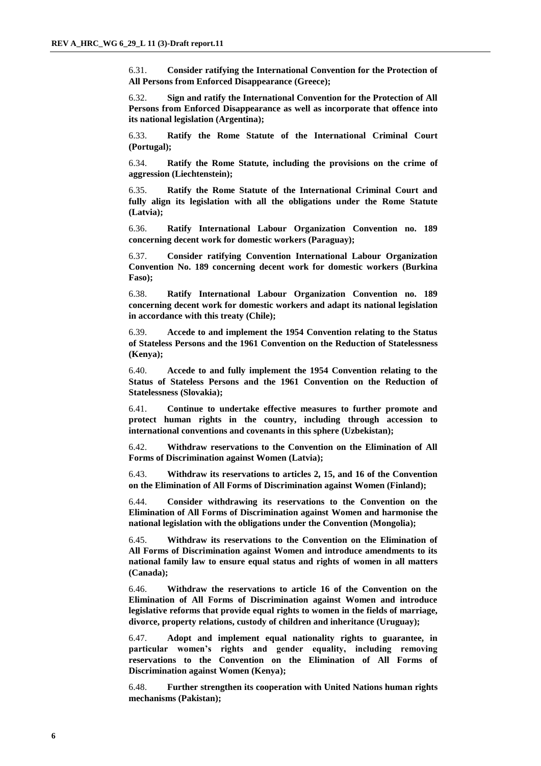6.31. **Consider ratifying the International Convention for the Protection of All Persons from Enforced Disappearance (Greece);**

6.32. **Sign and ratify the International Convention for the Protection of All Persons from Enforced Disappearance as well as incorporate that offence into its national legislation (Argentina);**

6.33. **Ratify the Rome Statute of the International Criminal Court (Portugal);**

6.34. **Ratify the Rome Statute, including the provisions on the crime of aggression (Liechtenstein);**

6.35. **Ratify the Rome Statute of the International Criminal Court and fully align its legislation with all the obligations under the Rome Statute (Latvia);**

6.36. **Ratify International Labour Organization Convention no. 189 concerning decent work for domestic workers (Paraguay);**

6.37. **Consider ratifying Convention International Labour Organization Convention No. 189 concerning decent work for domestic workers (Burkina Faso);**

6.38. **Ratify International Labour Organization Convention no. 189 concerning decent work for domestic workers and adapt its national legislation in accordance with this treaty (Chile);**

6.39. **Accede to and implement the 1954 Convention relating to the Status of Stateless Persons and the 1961 Convention on the Reduction of Statelessness (Kenya);**

6.40. **Accede to and fully implement the 1954 Convention relating to the Status of Stateless Persons and the 1961 Convention on the Reduction of Statelessness (Slovakia);**

6.41. **Continue to undertake effective measures to further promote and protect human rights in the country, including through accession to international conventions and covenants in this sphere (Uzbekistan);**

6.42. **Withdraw reservations to the Convention on the Elimination of All Forms of Discrimination against Women (Latvia);**

6.43. **Withdraw its reservations to articles 2, 15, and 16 of the Convention on the Elimination of All Forms of Discrimination against Women (Finland);**

6.44. **Consider withdrawing its reservations to the Convention on the Elimination of All Forms of Discrimination against Women and harmonise the national legislation with the obligations under the Convention (Mongolia);**

6.45. **Withdraw its reservations to the Convention on the Elimination of All Forms of Discrimination against Women and introduce amendments to its national family law to ensure equal status and rights of women in all matters (Canada);**

6.46. **Withdraw the reservations to article 16 of the Convention on the Elimination of All Forms of Discrimination against Women and introduce legislative reforms that provide equal rights to women in the fields of marriage, divorce, property relations, custody of children and inheritance (Uruguay);**

6.47. **Adopt and implement equal nationality rights to guarantee, in particular women's rights and gender equality, including removing reservations to the Convention on the Elimination of All Forms of Discrimination against Women (Kenya);**

6.48. **Further strengthen its cooperation with United Nations human rights mechanisms (Pakistan);**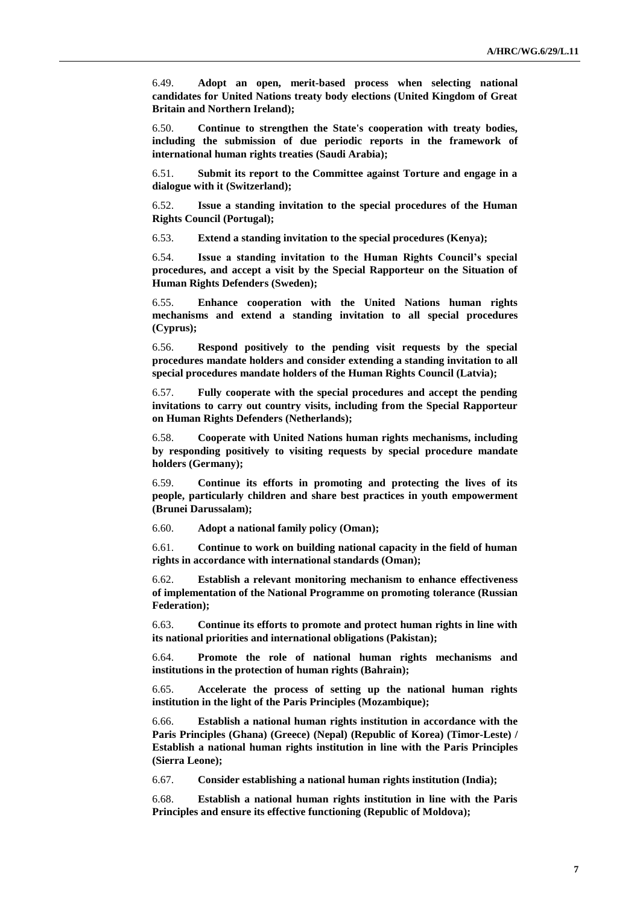6.49. **Adopt an open, merit-based process when selecting national candidates for United Nations treaty body elections (United Kingdom of Great Britain and Northern Ireland);**

6.50. **Continue to strengthen the State's cooperation with treaty bodies, including the submission of due periodic reports in the framework of international human rights treaties (Saudi Arabia);**

6.51. **Submit its report to the Committee against Torture and engage in a dialogue with it (Switzerland);**

6.52. **Issue a standing invitation to the special procedures of the Human Rights Council (Portugal);**

6.53. **Extend a standing invitation to the special procedures (Kenya);**

6.54. **Issue a standing invitation to the Human Rights Council's special procedures, and accept a visit by the Special Rapporteur on the Situation of Human Rights Defenders (Sweden);**

6.55. **Enhance cooperation with the United Nations human rights mechanisms and extend a standing invitation to all special procedures (Cyprus);**

6.56. **Respond positively to the pending visit requests by the special procedures mandate holders and consider extending a standing invitation to all special procedures mandate holders of the Human Rights Council (Latvia);**

6.57. **Fully cooperate with the special procedures and accept the pending invitations to carry out country visits, including from the Special Rapporteur on Human Rights Defenders (Netherlands);**

6.58. **Cooperate with United Nations human rights mechanisms, including by responding positively to visiting requests by special procedure mandate holders (Germany);**

6.59. **Continue its efforts in promoting and protecting the lives of its people, particularly children and share best practices in youth empowerment (Brunei Darussalam);**

6.60. **Adopt a national family policy (Oman);**

6.61. **Continue to work on building national capacity in the field of human rights in accordance with international standards (Oman);**

6.62. **Establish a relevant monitoring mechanism to enhance effectiveness of implementation of the National Programme on promoting tolerance (Russian Federation);**

6.63. **Continue its efforts to promote and protect human rights in line with its national priorities and international obligations (Pakistan);**

6.64. **Promote the role of national human rights mechanisms and institutions in the protection of human rights (Bahrain);**

6.65. **Accelerate the process of setting up the national human rights institution in the light of the Paris Principles (Mozambique);**

6.66. **Establish a national human rights institution in accordance with the Paris Principles (Ghana) (Greece) (Nepal) (Republic of Korea) (Timor-Leste) / Establish a national human rights institution in line with the Paris Principles (Sierra Leone);**

6.67. **Consider establishing a national human rights institution (India);**

6.68. **Establish a national human rights institution in line with the Paris Principles and ensure its effective functioning (Republic of Moldova);**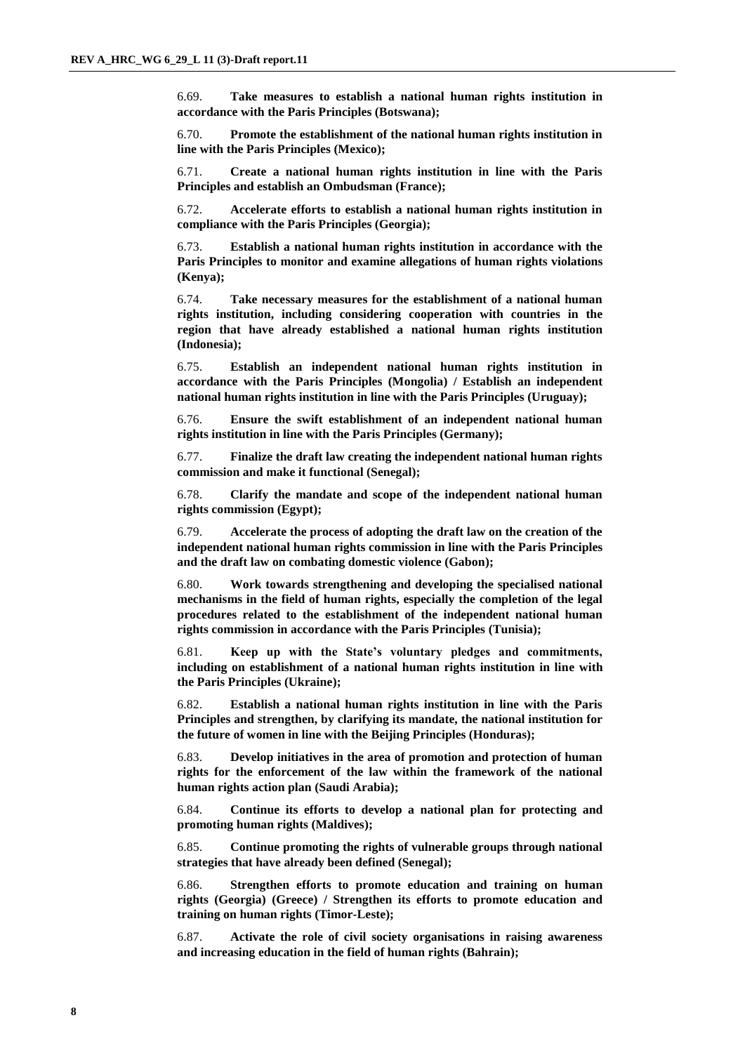6.69. **Take measures to establish a national human rights institution in accordance with the Paris Principles (Botswana);**

6.70. **Promote the establishment of the national human rights institution in line with the Paris Principles (Mexico);**

6.71. **Create a national human rights institution in line with the Paris Principles and establish an Ombudsman (France);**

6.72. **Accelerate efforts to establish a national human rights institution in compliance with the Paris Principles (Georgia);**

6.73. **Establish a national human rights institution in accordance with the Paris Principles to monitor and examine allegations of human rights violations (Kenya);**

6.74. **Take necessary measures for the establishment of a national human rights institution, including considering cooperation with countries in the region that have already established a national human rights institution (Indonesia);**

6.75. **Establish an independent national human rights institution in accordance with the Paris Principles (Mongolia) / Establish an independent national human rights institution in line with the Paris Principles (Uruguay);**

6.76. **Ensure the swift establishment of an independent national human rights institution in line with the Paris Principles (Germany);**

6.77. **Finalize the draft law creating the independent national human rights commission and make it functional (Senegal);**

6.78. **Clarify the mandate and scope of the independent national human rights commission (Egypt);**

6.79. **Accelerate the process of adopting the draft law on the creation of the independent national human rights commission in line with the Paris Principles and the draft law on combating domestic violence (Gabon);**

6.80. **Work towards strengthening and developing the specialised national mechanisms in the field of human rights, especially the completion of the legal procedures related to the establishment of the independent national human rights commission in accordance with the Paris Principles (Tunisia);**

6.81. **Keep up with the State's voluntary pledges and commitments, including on establishment of a national human rights institution in line with the Paris Principles (Ukraine);**

6.82. **Establish a national human rights institution in line with the Paris Principles and strengthen, by clarifying its mandate, the national institution for the future of women in line with the Beijing Principles (Honduras);**

6.83. **Develop initiatives in the area of promotion and protection of human rights for the enforcement of the law within the framework of the national human rights action plan (Saudi Arabia);**

6.84. **Continue its efforts to develop a national plan for protecting and promoting human rights (Maldives);**

6.85. **Continue promoting the rights of vulnerable groups through national strategies that have already been defined (Senegal);**

6.86. **Strengthen efforts to promote education and training on human rights (Georgia) (Greece) / Strengthen its efforts to promote education and training on human rights (Timor-Leste);**

6.87. **Activate the role of civil society organisations in raising awareness and increasing education in the field of human rights (Bahrain);**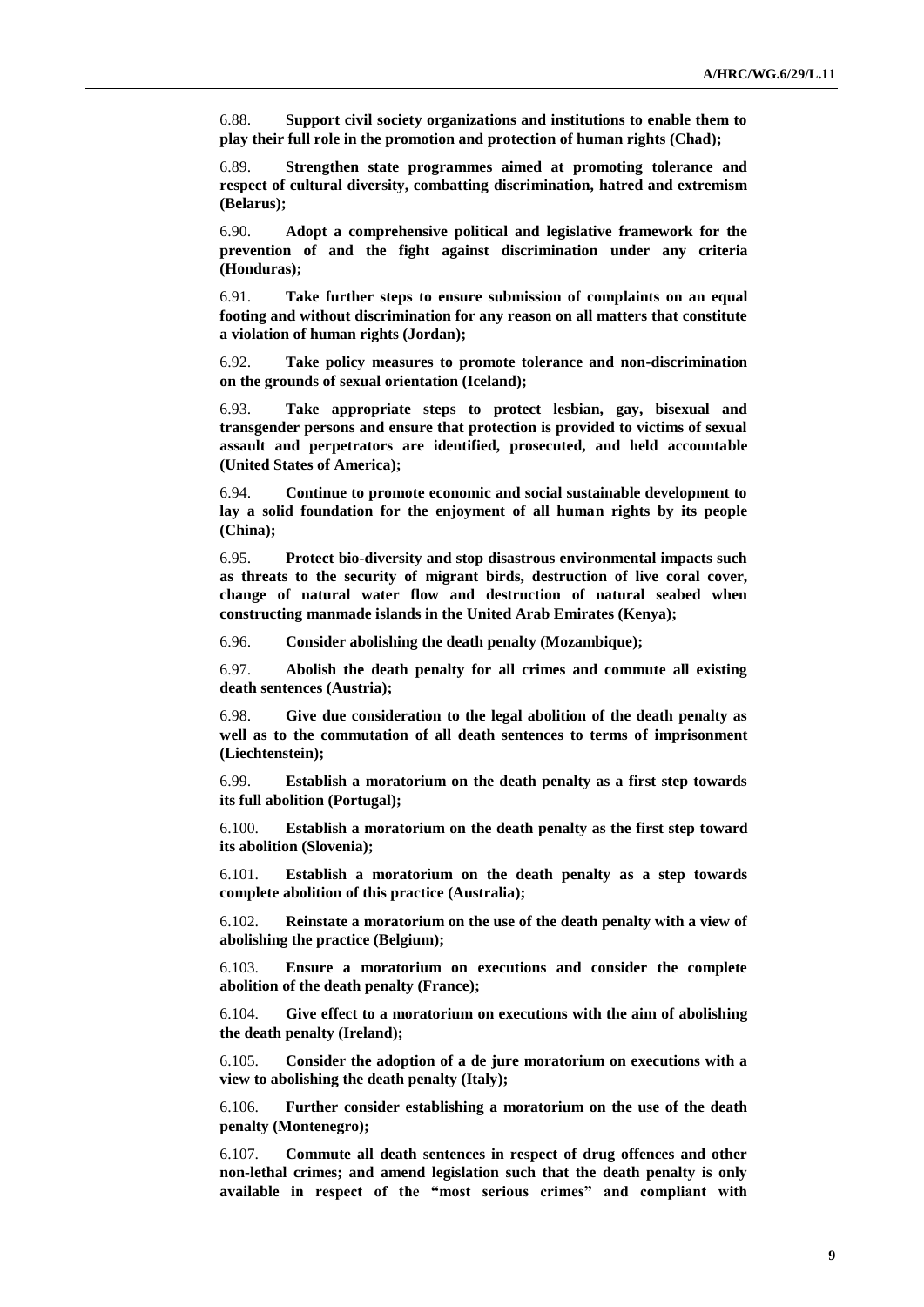6.88. **Support civil society organizations and institutions to enable them to play their full role in the promotion and protection of human rights (Chad);**

6.89. **Strengthen state programmes aimed at promoting tolerance and respect of cultural diversity, combatting discrimination, hatred and extremism (Belarus);**

6.90. **Adopt a comprehensive political and legislative framework for the prevention of and the fight against discrimination under any criteria (Honduras);**

6.91. **Take further steps to ensure submission of complaints on an equal footing and without discrimination for any reason on all matters that constitute a violation of human rights (Jordan);**

6.92. **Take policy measures to promote tolerance and non-discrimination on the grounds of sexual orientation (Iceland);**

6.93. **Take appropriate steps to protect lesbian, gay, bisexual and transgender persons and ensure that protection is provided to victims of sexual assault and perpetrators are identified, prosecuted, and held accountable (United States of America);**

6.94. **Continue to promote economic and social sustainable development to lay a solid foundation for the enjoyment of all human rights by its people (China);**

6.95. **Protect bio-diversity and stop disastrous environmental impacts such as threats to the security of migrant birds, destruction of live coral cover, change of natural water flow and destruction of natural seabed when constructing manmade islands in the United Arab Emirates (Kenya);**

6.96. **Consider abolishing the death penalty (Mozambique);**

6.97. **Abolish the death penalty for all crimes and commute all existing death sentences (Austria);**

6.98. **Give due consideration to the legal abolition of the death penalty as well as to the commutation of all death sentences to terms of imprisonment (Liechtenstein);**

6.99. **Establish a moratorium on the death penalty as a first step towards its full abolition (Portugal);**

6.100. **Establish a moratorium on the death penalty as the first step toward its abolition (Slovenia);**

6.101. **Establish a moratorium on the death penalty as a step towards complete abolition of this practice (Australia);**

6.102. **Reinstate a moratorium on the use of the death penalty with a view of abolishing the practice (Belgium);**

6.103. **Ensure a moratorium on executions and consider the complete abolition of the death penalty (France);**

6.104. **Give effect to a moratorium on executions with the aim of abolishing the death penalty (Ireland);**

6.105. **Consider the adoption of a de jure moratorium on executions with a view to abolishing the death penalty (Italy);**

6.106. **Further consider establishing a moratorium on the use of the death penalty (Montenegro);**

6.107. **Commute all death sentences in respect of drug offences and other non-lethal crimes; and amend legislation such that the death penalty is only available in respect of the "most serious crimes" and compliant with**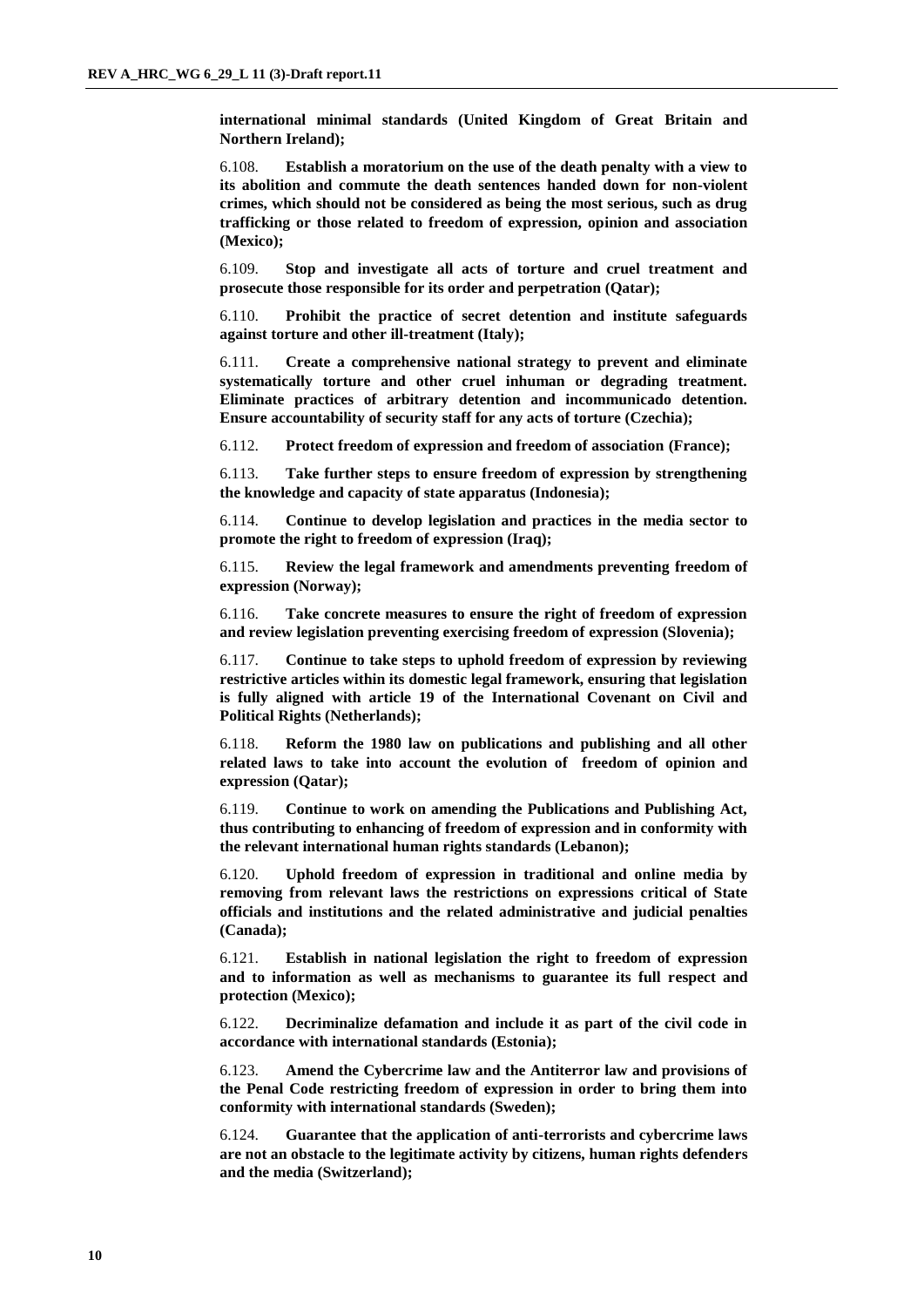**international minimal standards (United Kingdom of Great Britain and Northern Ireland);**

6.108. **Establish a moratorium on the use of the death penalty with a view to its abolition and commute the death sentences handed down for non-violent crimes, which should not be considered as being the most serious, such as drug trafficking or those related to freedom of expression, opinion and association (Mexico);**

6.109. **Stop and investigate all acts of torture and cruel treatment and prosecute those responsible for its order and perpetration (Qatar);**

6.110. **Prohibit the practice of secret detention and institute safeguards against torture and other ill-treatment (Italy);**

6.111. **Create a comprehensive national strategy to prevent and eliminate systematically torture and other cruel inhuman or degrading treatment. Eliminate practices of arbitrary detention and incommunicado detention. Ensure accountability of security staff for any acts of torture (Czechia);**

6.112. **Protect freedom of expression and freedom of association (France);**

6.113. **Take further steps to ensure freedom of expression by strengthening the knowledge and capacity of state apparatus (Indonesia);**

6.114. **Continue to develop legislation and practices in the media sector to promote the right to freedom of expression (Iraq);**

6.115. **Review the legal framework and amendments preventing freedom of expression (Norway);**

6.116. **Take concrete measures to ensure the right of freedom of expression and review legislation preventing exercising freedom of expression (Slovenia);**

6.117. **Continue to take steps to uphold freedom of expression by reviewing restrictive articles within its domestic legal framework, ensuring that legislation is fully aligned with article 19 of the International Covenant on Civil and Political Rights (Netherlands);**

6.118. **Reform the 1980 law on publications and publishing and all other related laws to take into account the evolution of freedom of opinion and expression (Qatar);**

6.119. **Continue to work on amending the Publications and Publishing Act, thus contributing to enhancing of freedom of expression and in conformity with the relevant international human rights standards (Lebanon);**

6.120. **Uphold freedom of expression in traditional and online media by removing from relevant laws the restrictions on expressions critical of State officials and institutions and the related administrative and judicial penalties (Canada);**

6.121. **Establish in national legislation the right to freedom of expression and to information as well as mechanisms to guarantee its full respect and protection (Mexico);**

6.122. **Decriminalize defamation and include it as part of the civil code in accordance with international standards (Estonia);**

6.123. **Amend the Cybercrime law and the Antiterror law and provisions of the Penal Code restricting freedom of expression in order to bring them into conformity with international standards (Sweden);**

6.124. **Guarantee that the application of anti-terrorists and cybercrime laws are not an obstacle to the legitimate activity by citizens, human rights defenders and the media (Switzerland);**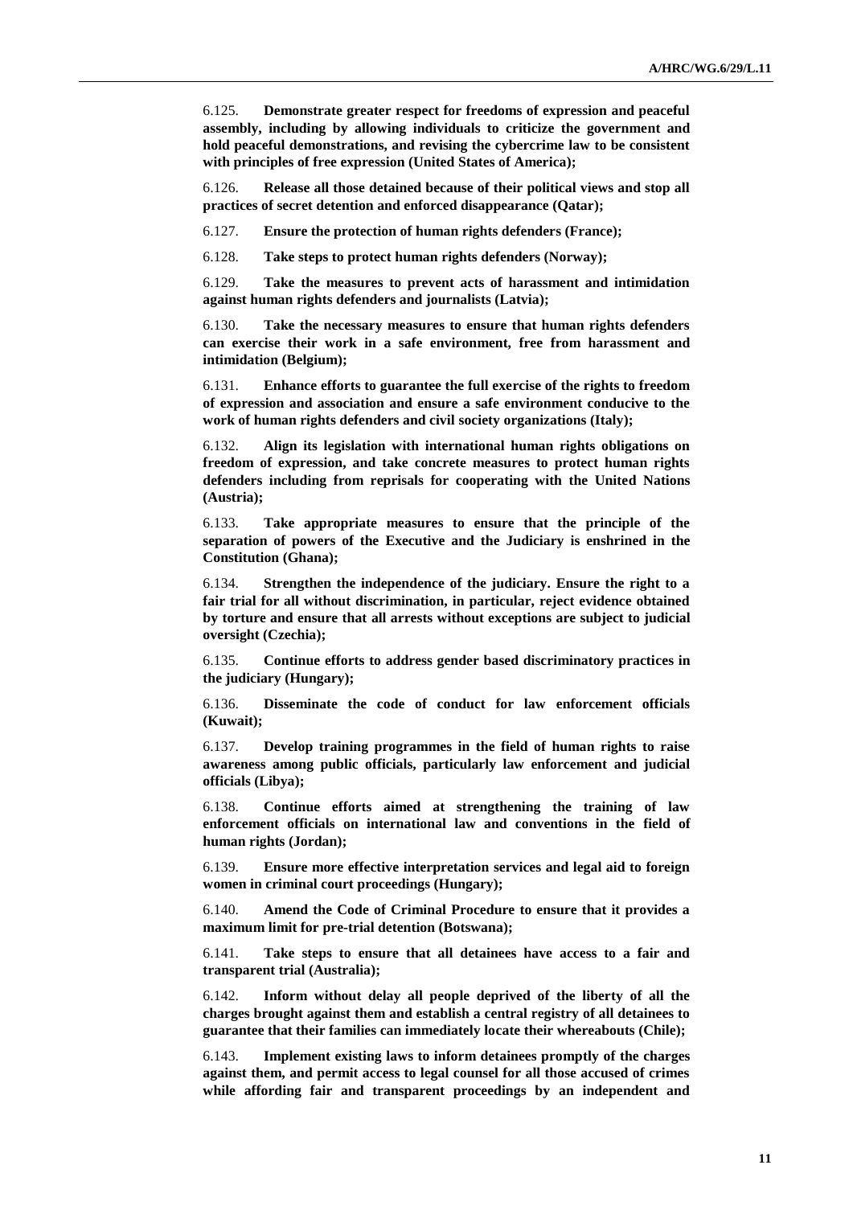6.125. **Demonstrate greater respect for freedoms of expression and peaceful assembly, including by allowing individuals to criticize the government and hold peaceful demonstrations, and revising the cybercrime law to be consistent with principles of free expression (United States of America);**

6.126. **Release all those detained because of their political views and stop all practices of secret detention and enforced disappearance (Qatar);**

6.127. **Ensure the protection of human rights defenders (France);**

6.128. **Take steps to protect human rights defenders (Norway);**

6.129. **Take the measures to prevent acts of harassment and intimidation against human rights defenders and journalists (Latvia);**

6.130. **Take the necessary measures to ensure that human rights defenders can exercise their work in a safe environment, free from harassment and intimidation (Belgium);**

6.131. **Enhance efforts to guarantee the full exercise of the rights to freedom of expression and association and ensure a safe environment conducive to the work of human rights defenders and civil society organizations (Italy);**

6.132. **Align its legislation with international human rights obligations on freedom of expression, and take concrete measures to protect human rights defenders including from reprisals for cooperating with the United Nations (Austria);**

6.133. **Take appropriate measures to ensure that the principle of the separation of powers of the Executive and the Judiciary is enshrined in the Constitution (Ghana);**

6.134. **Strengthen the independence of the judiciary. Ensure the right to a fair trial for all without discrimination, in particular, reject evidence obtained by torture and ensure that all arrests without exceptions are subject to judicial oversight (Czechia);**

6.135. **Continue efforts to address gender based discriminatory practices in the judiciary (Hungary);**

6.136. **Disseminate the code of conduct for law enforcement officials (Kuwait);**

6.137. **Develop training programmes in the field of human rights to raise awareness among public officials, particularly law enforcement and judicial officials (Libya);**

6.138. **Continue efforts aimed at strengthening the training of law enforcement officials on international law and conventions in the field of human rights (Jordan);**

6.139. **Ensure more effective interpretation services and legal aid to foreign women in criminal court proceedings (Hungary);**

6.140. **Amend the Code of Criminal Procedure to ensure that it provides a maximum limit for pre-trial detention (Botswana);**

6.141. **Take steps to ensure that all detainees have access to a fair and transparent trial (Australia);**

6.142. **Inform without delay all people deprived of the liberty of all the charges brought against them and establish a central registry of all detainees to guarantee that their families can immediately locate their whereabouts (Chile);**

6.143. **Implement existing laws to inform detainees promptly of the charges against them, and permit access to legal counsel for all those accused of crimes while affording fair and transparent proceedings by an independent and**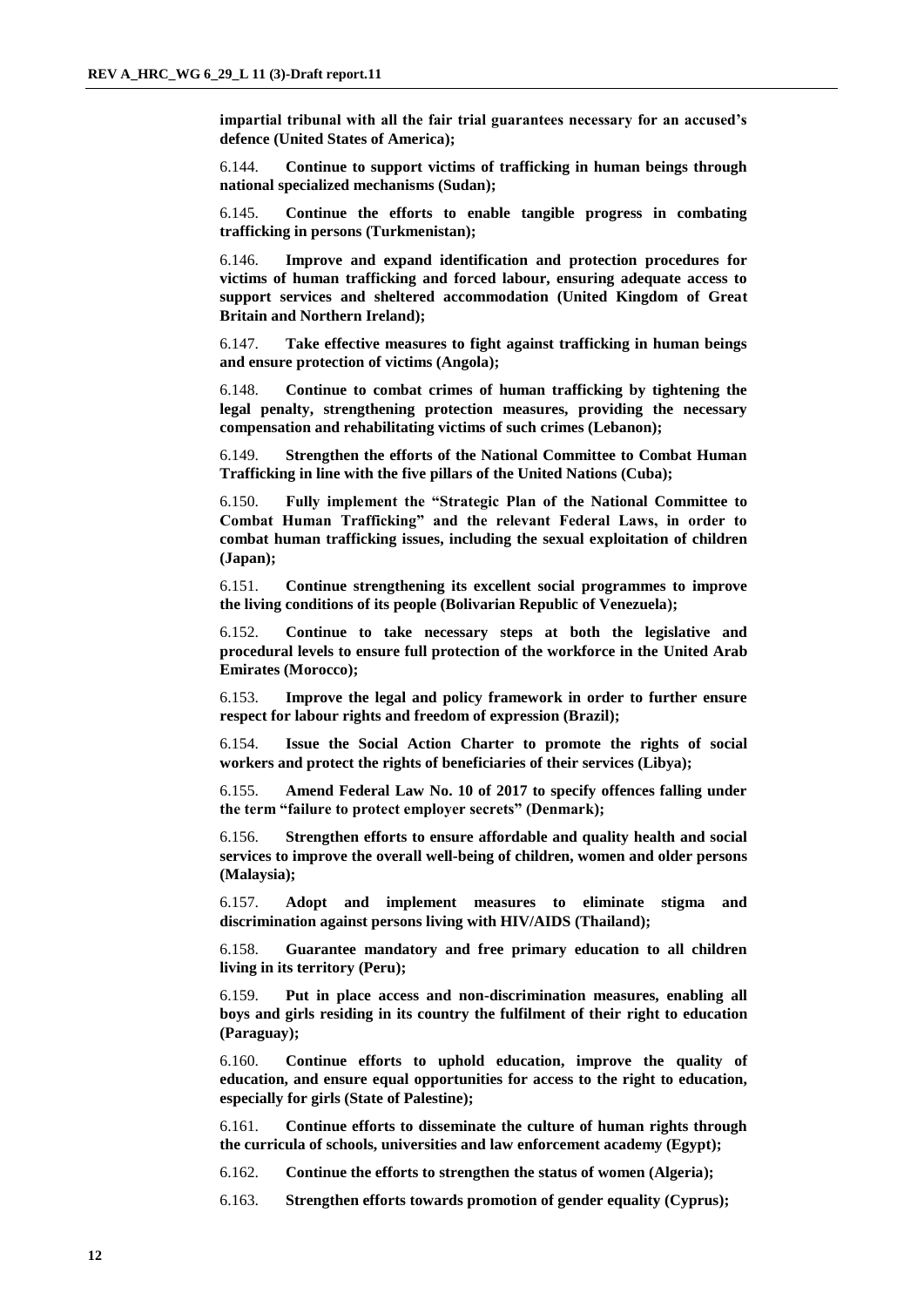**impartial tribunal with all the fair trial guarantees necessary for an accused's defence (United States of America);**

6.144. **Continue to support victims of trafficking in human beings through national specialized mechanisms (Sudan);**

6.145. **Continue the efforts to enable tangible progress in combating trafficking in persons (Turkmenistan);**

6.146. **Improve and expand identification and protection procedures for victims of human trafficking and forced labour, ensuring adequate access to support services and sheltered accommodation (United Kingdom of Great Britain and Northern Ireland);**

6.147. **Take effective measures to fight against trafficking in human beings and ensure protection of victims (Angola);**

6.148. **Continue to combat crimes of human trafficking by tightening the legal penalty, strengthening protection measures, providing the necessary compensation and rehabilitating victims of such crimes (Lebanon);**

6.149. **Strengthen the efforts of the National Committee to Combat Human Trafficking in line with the five pillars of the United Nations (Cuba);**

6.150. **Fully implement the "Strategic Plan of the National Committee to Combat Human Trafficking" and the relevant Federal Laws, in order to combat human trafficking issues, including the sexual exploitation of children (Japan);**

6.151. **Continue strengthening its excellent social programmes to improve the living conditions of its people (Bolivarian Republic of Venezuela);**

6.152. **Continue to take necessary steps at both the legislative and procedural levels to ensure full protection of the workforce in the United Arab Emirates (Morocco);**

6.153. **Improve the legal and policy framework in order to further ensure respect for labour rights and freedom of expression (Brazil);**

6.154. **Issue the Social Action Charter to promote the rights of social workers and protect the rights of beneficiaries of their services (Libya);**

6.155. **Amend Federal Law No. 10 of 2017 to specify offences falling under the term "failure to protect employer secrets" (Denmark);**

6.156. **Strengthen efforts to ensure affordable and quality health and social services to improve the overall well-being of children, women and older persons (Malaysia);**

6.157. **Adopt and implement measures to eliminate stigma and discrimination against persons living with HIV/AIDS (Thailand);**

6.158. **Guarantee mandatory and free primary education to all children living in its territory (Peru);**

6.159. **Put in place access and non-discrimination measures, enabling all boys and girls residing in its country the fulfilment of their right to education (Paraguay);**

6.160. **Continue efforts to uphold education, improve the quality of education, and ensure equal opportunities for access to the right to education, especially for girls (State of Palestine);**

6.161. **Continue efforts to disseminate the culture of human rights through the curricula of schools, universities and law enforcement academy (Egypt);**

6.162. **Continue the efforts to strengthen the status of women (Algeria);**

6.163. **Strengthen efforts towards promotion of gender equality (Cyprus);**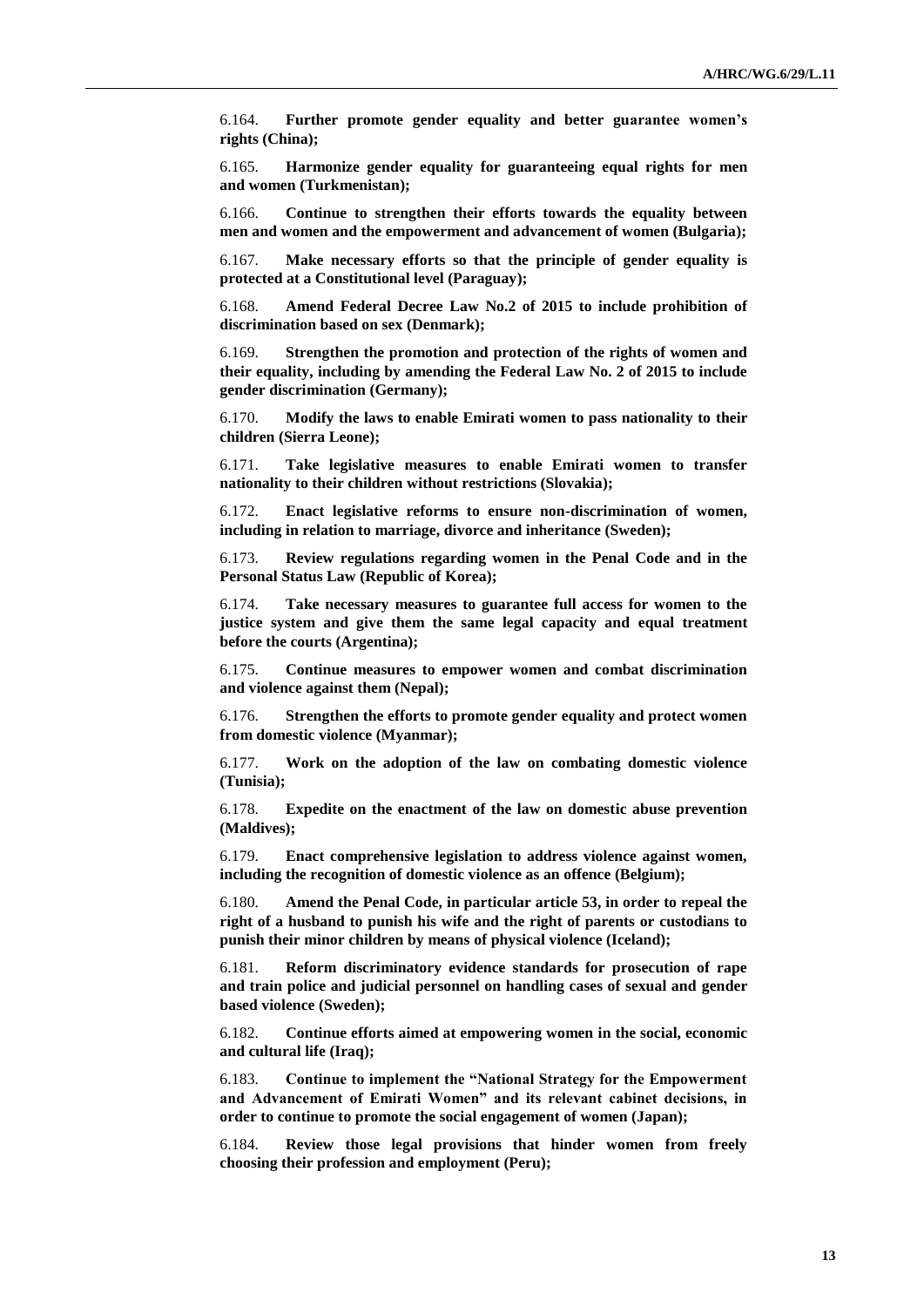6.164. **Further promote gender equality and better guarantee women's rights (China);**

6.165. **Harmonize gender equality for guaranteeing equal rights for men and women (Turkmenistan);**

6.166. **Continue to strengthen their efforts towards the equality between men and women and the empowerment and advancement of women (Bulgaria);**

6.167. **Make necessary efforts so that the principle of gender equality is protected at a Constitutional level (Paraguay);**

6.168. **Amend Federal Decree Law No.2 of 2015 to include prohibition of discrimination based on sex (Denmark);**

6.169. **Strengthen the promotion and protection of the rights of women and their equality, including by amending the Federal Law No. 2 of 2015 to include gender discrimination (Germany);**

6.170. **Modify the laws to enable Emirati women to pass nationality to their children (Sierra Leone);**

6.171. **Take legislative measures to enable Emirati women to transfer nationality to their children without restrictions (Slovakia);**

6.172. **Enact legislative reforms to ensure non-discrimination of women, including in relation to marriage, divorce and inheritance (Sweden);**

6.173. **Review regulations regarding women in the Penal Code and in the Personal Status Law (Republic of Korea);**

6.174. **Take necessary measures to guarantee full access for women to the justice system and give them the same legal capacity and equal treatment before the courts (Argentina);**

6.175. **Continue measures to empower women and combat discrimination and violence against them (Nepal);**

6.176. **Strengthen the efforts to promote gender equality and protect women from domestic violence (Myanmar);**

6.177. **Work on the adoption of the law on combating domestic violence (Tunisia);**

6.178. **Expedite on the enactment of the law on domestic abuse prevention (Maldives);**

6.179. **Enact comprehensive legislation to address violence against women, including the recognition of domestic violence as an offence (Belgium);**

6.180. **Amend the Penal Code, in particular article 53, in order to repeal the right of a husband to punish his wife and the right of parents or custodians to punish their minor children by means of physical violence (Iceland);**

6.181. **Reform discriminatory evidence standards for prosecution of rape and train police and judicial personnel on handling cases of sexual and gender based violence (Sweden);**

6.182. **Continue efforts aimed at empowering women in the social, economic and cultural life (Iraq);**

6.183. **Continue to implement the "National Strategy for the Empowerment and Advancement of Emirati Women" and its relevant cabinet decisions, in order to continue to promote the social engagement of women (Japan);**

6.184. **Review those legal provisions that hinder women from freely choosing their profession and employment (Peru);**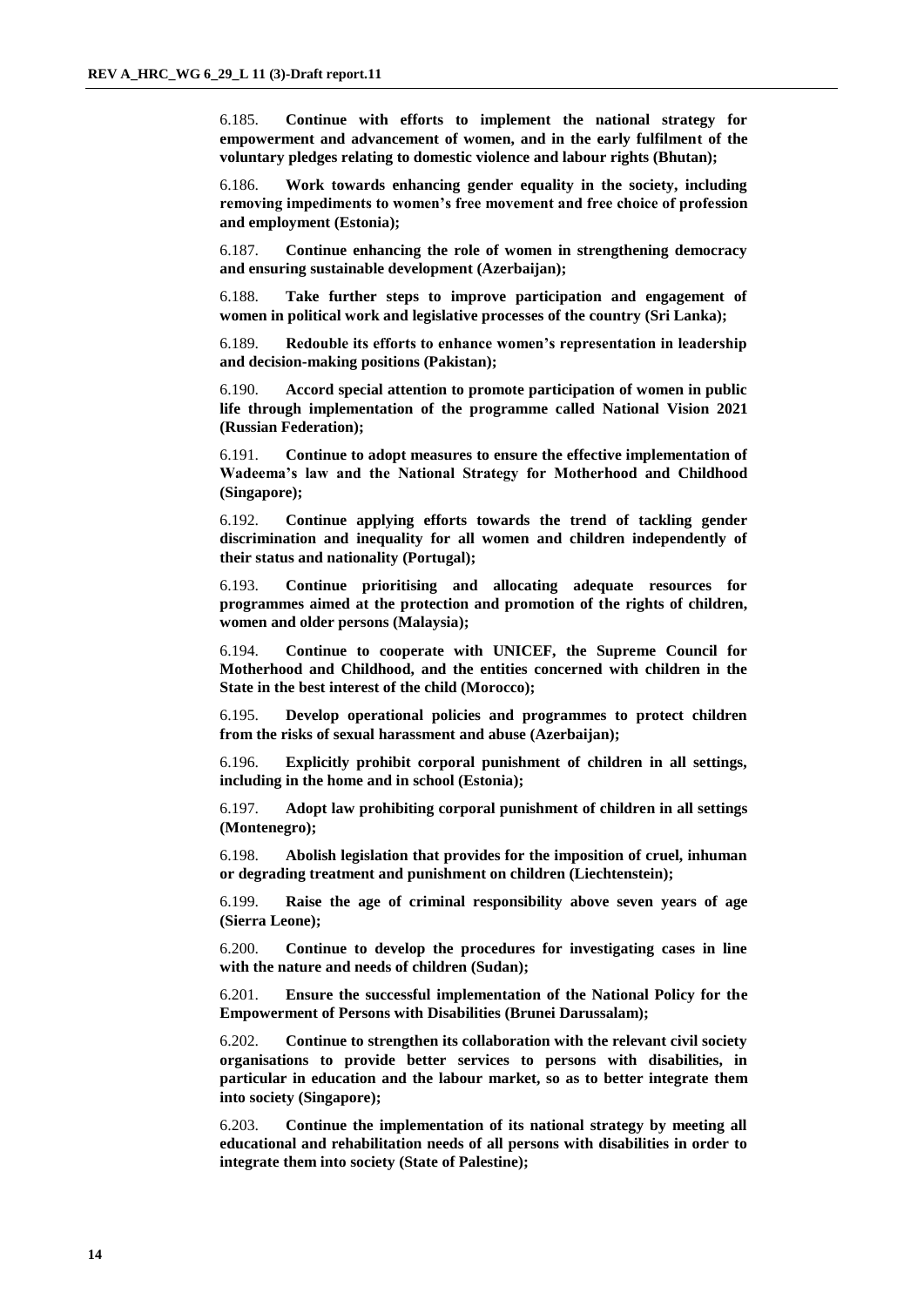6.185. **Continue with efforts to implement the national strategy for empowerment and advancement of women, and in the early fulfilment of the voluntary pledges relating to domestic violence and labour rights (Bhutan);**

6.186. **Work towards enhancing gender equality in the society, including removing impediments to women's free movement and free choice of profession and employment (Estonia);**

6.187. **Continue enhancing the role of women in strengthening democracy and ensuring sustainable development (Azerbaijan);**

6.188. **Take further steps to improve participation and engagement of women in political work and legislative processes of the country (Sri Lanka);**

6.189. **Redouble its efforts to enhance women's representation in leadership and decision-making positions (Pakistan);**

6.190. **Accord special attention to promote participation of women in public life through implementation of the programme called National Vision 2021 (Russian Federation);**

6.191. **Continue to adopt measures to ensure the effective implementation of Wadeema's law and the National Strategy for Motherhood and Childhood (Singapore);**

6.192. **Continue applying efforts towards the trend of tackling gender discrimination and inequality for all women and children independently of their status and nationality (Portugal);**

6.193. **Continue prioritising and allocating adequate resources for programmes aimed at the protection and promotion of the rights of children, women and older persons (Malaysia);**

6.194. **Continue to cooperate with UNICEF, the Supreme Council for Motherhood and Childhood, and the entities concerned with children in the State in the best interest of the child (Morocco);**

6.195. **Develop operational policies and programmes to protect children from the risks of sexual harassment and abuse (Azerbaijan);**

6.196. **Explicitly prohibit corporal punishment of children in all settings, including in the home and in school (Estonia);**

6.197. **Adopt law prohibiting corporal punishment of children in all settings (Montenegro);**

6.198. **Abolish legislation that provides for the imposition of cruel, inhuman or degrading treatment and punishment on children (Liechtenstein);**

6.199. **Raise the age of criminal responsibility above seven years of age (Sierra Leone);**

6.200. **Continue to develop the procedures for investigating cases in line with the nature and needs of children (Sudan);**

6.201. **Ensure the successful implementation of the National Policy for the Empowerment of Persons with Disabilities (Brunei Darussalam);**

6.202. **Continue to strengthen its collaboration with the relevant civil society organisations to provide better services to persons with disabilities, in particular in education and the labour market, so as to better integrate them into society (Singapore);**

6.203. **Continue the implementation of its national strategy by meeting all educational and rehabilitation needs of all persons with disabilities in order to integrate them into society (State of Palestine);**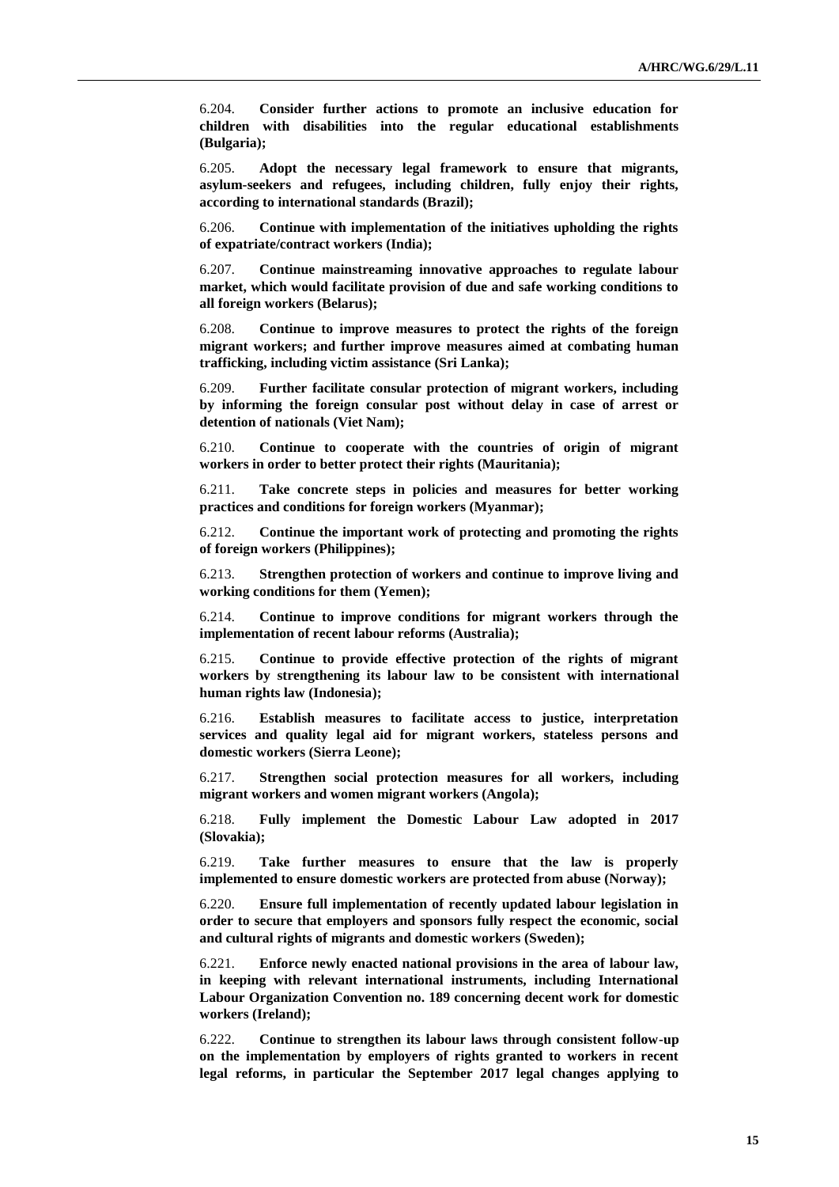6.204. **Consider further actions to promote an inclusive education for children with disabilities into the regular educational establishments (Bulgaria);**

6.205. **Adopt the necessary legal framework to ensure that migrants, asylum-seekers and refugees, including children, fully enjoy their rights, according to international standards (Brazil);**

6.206. **Continue with implementation of the initiatives upholding the rights of expatriate/contract workers (India);**

6.207. **Continue mainstreaming innovative approaches to regulate labour market, which would facilitate provision of due and safe working conditions to all foreign workers (Belarus);**

6.208. **Continue to improve measures to protect the rights of the foreign migrant workers; and further improve measures aimed at combating human trafficking, including victim assistance (Sri Lanka);**

6.209. **Further facilitate consular protection of migrant workers, including by informing the foreign consular post without delay in case of arrest or detention of nationals (Viet Nam);**

6.210. **Continue to cooperate with the countries of origin of migrant workers in order to better protect their rights (Mauritania);**

6.211. **Take concrete steps in policies and measures for better working practices and conditions for foreign workers (Myanmar);**

6.212. **Continue the important work of protecting and promoting the rights of foreign workers (Philippines);**

6.213. **Strengthen protection of workers and continue to improve living and working conditions for them (Yemen);**

6.214. **Continue to improve conditions for migrant workers through the implementation of recent labour reforms (Australia);**

6.215. **Continue to provide effective protection of the rights of migrant workers by strengthening its labour law to be consistent with international human rights law (Indonesia);**

6.216. **Establish measures to facilitate access to justice, interpretation services and quality legal aid for migrant workers, stateless persons and domestic workers (Sierra Leone);**

6.217. **Strengthen social protection measures for all workers, including migrant workers and women migrant workers (Angola);**

6.218. **Fully implement the Domestic Labour Law adopted in 2017 (Slovakia);**

6.219. **Take further measures to ensure that the law is properly implemented to ensure domestic workers are protected from abuse (Norway);**

6.220. **Ensure full implementation of recently updated labour legislation in order to secure that employers and sponsors fully respect the economic, social and cultural rights of migrants and domestic workers (Sweden);**

6.221. **Enforce newly enacted national provisions in the area of labour law, in keeping with relevant international instruments, including International Labour Organization Convention no. 189 concerning decent work for domestic workers (Ireland);**

6.222. **Continue to strengthen its labour laws through consistent follow-up on the implementation by employers of rights granted to workers in recent legal reforms, in particular the September 2017 legal changes applying to**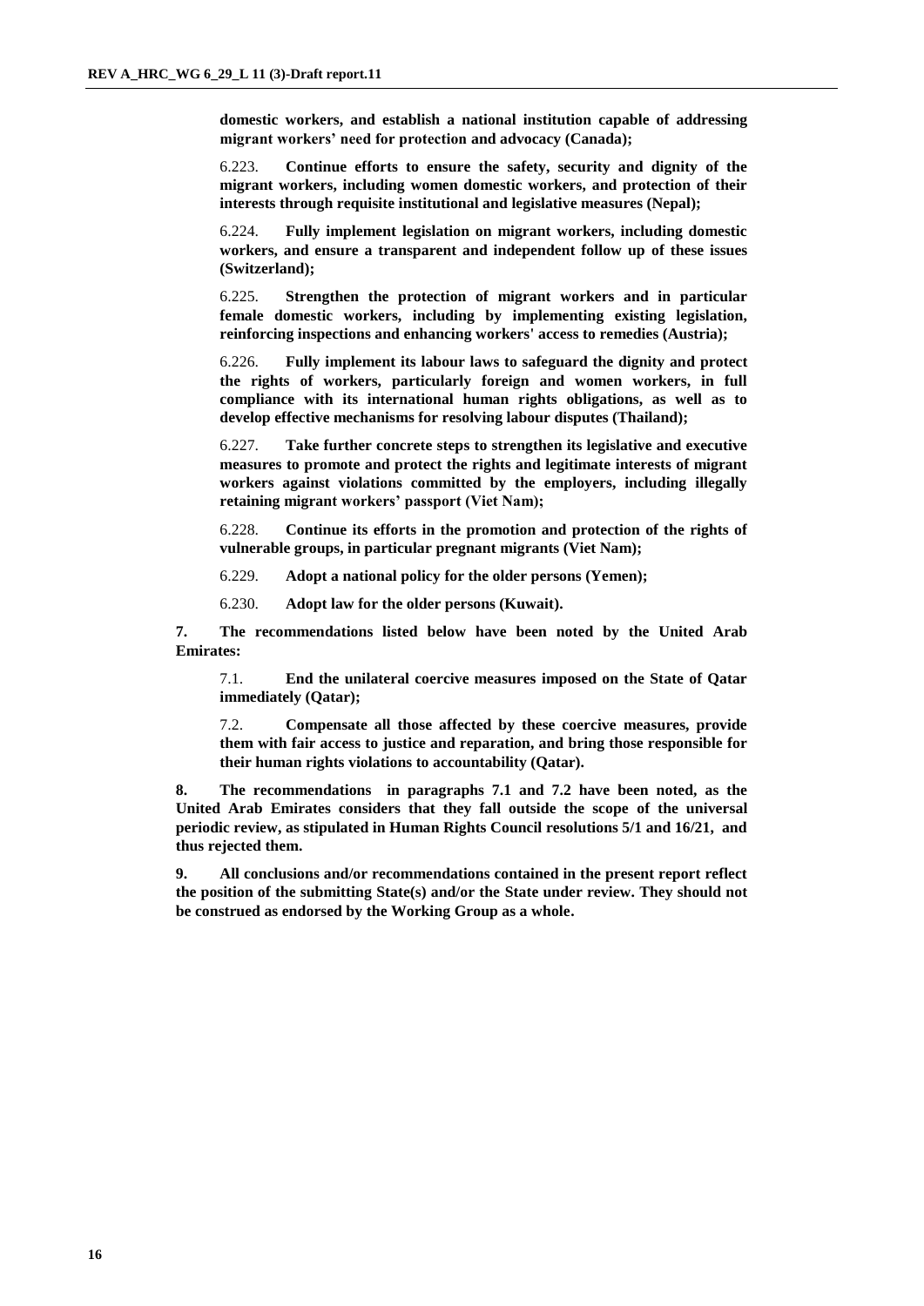**domestic workers, and establish a national institution capable of addressing migrant workers' need for protection and advocacy (Canada);**

6.223. **Continue efforts to ensure the safety, security and dignity of the migrant workers, including women domestic workers, and protection of their interests through requisite institutional and legislative measures (Nepal);**

6.224. **Fully implement legislation on migrant workers, including domestic workers, and ensure a transparent and independent follow up of these issues (Switzerland);**

6.225. **Strengthen the protection of migrant workers and in particular female domestic workers, including by implementing existing legislation, reinforcing inspections and enhancing workers' access to remedies (Austria);**

6.226. **Fully implement its labour laws to safeguard the dignity and protect the rights of workers, particularly foreign and women workers, in full compliance with its international human rights obligations, as well as to develop effective mechanisms for resolving labour disputes (Thailand);**

6.227. **Take further concrete steps to strengthen its legislative and executive measures to promote and protect the rights and legitimate interests of migrant workers against violations committed by the employers, including illegally retaining migrant workers' passport (Viet Nam);**

6.228. **Continue its efforts in the promotion and protection of the rights of vulnerable groups, in particular pregnant migrants (Viet Nam);**

6.229. **Adopt a national policy for the older persons (Yemen);**

6.230. **Adopt law for the older persons (Kuwait).**

**7. The recommendations listed below have been noted by the United Arab Emirates:**

7.1. **End the unilateral coercive measures imposed on the State of Qatar immediately (Qatar);**

7.2. **Compensate all those affected by these coercive measures, provide them with fair access to justice and reparation, and bring those responsible for their human rights violations to accountability (Qatar).**

**8. The recommendations in paragraphs 7.1 and 7.2 have been noted, as the United Arab Emirates considers that they fall outside the scope of the universal periodic review, as stipulated in Human Rights Council resolutions 5/1 and 16/21, and thus rejected them.**

**9. All conclusions and/or recommendations contained in the present report reflect the position of the submitting State(s) and/or the State under review. They should not be construed as endorsed by the Working Group as a whole.**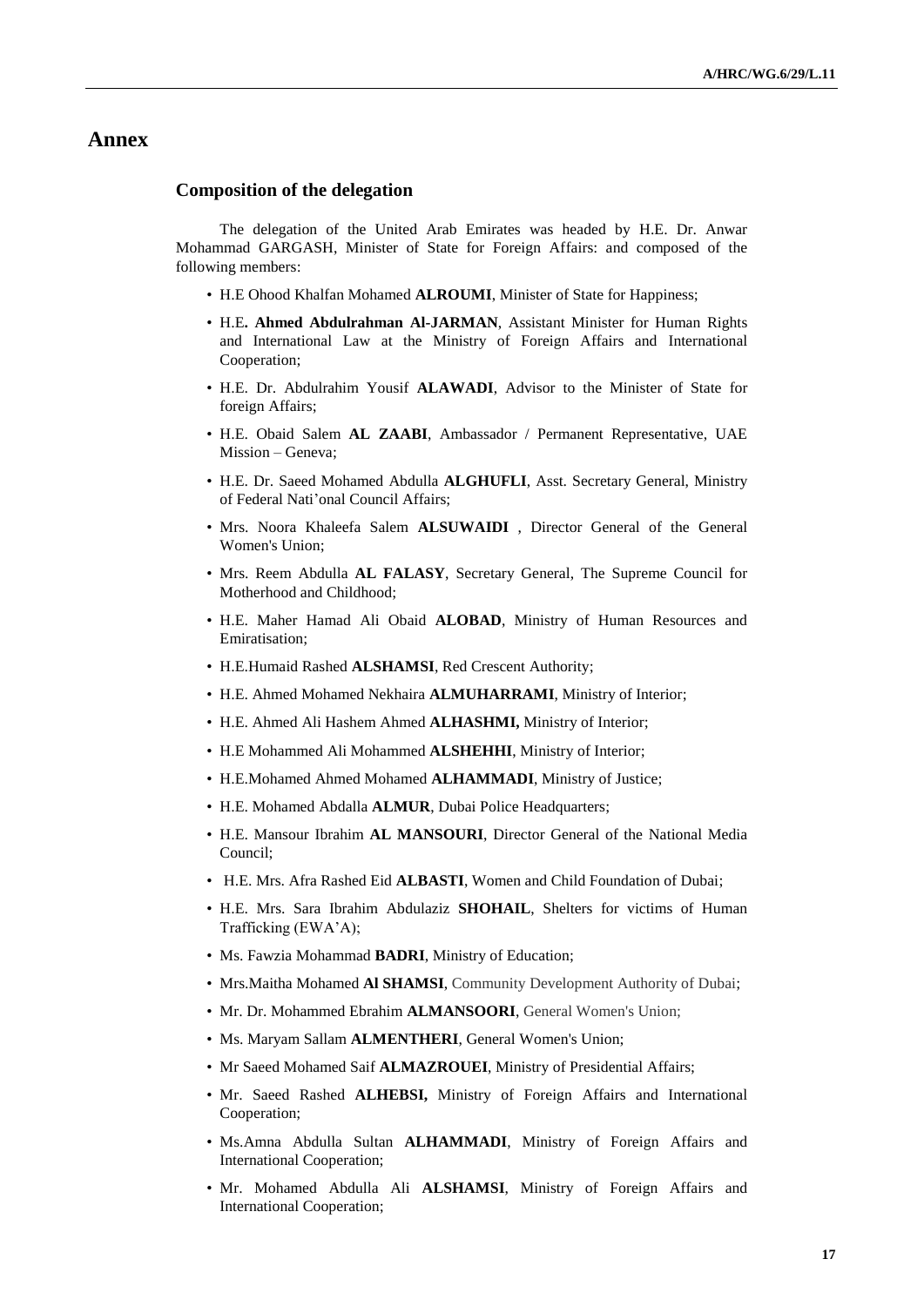# Annex

## Composition of the delegation

The delegation of the United Arab Emirates was headed by H.E. Dr. Anwar Mohammad GARGASH, Minister of State for Foreign Affairs: and composed of the following members:

- H.E Ohood Khalfan Mohamed **ALROUMI**, Minister of State for Happiness;
- H.E**. Ahmed Abdulrahman Al-JARMAN**, Assistant Minister for Human Rights and International Law at the Ministry of Foreign Affairs and International Cooperation;
- H.E. Dr. Abdulrahim Yousif **ALAWADI**, Advisor to the Minister of State for foreign Affairs;
- H.E. Obaid Salem **AL ZAABI**, Ambassador / Permanent Representative, UAE Mission – Geneva;
- H.E. Dr. Saeed Mohamed Abdulla **ALGHUFLI**, Asst. Secretary General, Ministry of Federal Nati'onal Council Affairs;
- Mrs. Noora Khaleefa Salem **ALSUWAIDI** , Director General of the General Women's Union;
- Mrs. Reem Abdulla **AL FALASY**, Secretary General, The Supreme Council for Motherhood and Childhood;
- H.E. Maher Hamad Ali Obaid **ALOBAD**, Ministry of Human Resources and Emiratisation;
- H.E.Humaid Rashed **ALSHAMSI**, Red Crescent Authority;
- H.E. Ahmed Mohamed Nekhaira **ALMUHARRAMI**, Ministry of Interior;
- H.E. Ahmed Ali Hashem Ahmed **ALHASHMI,** Ministry of Interior;
- H.E Mohammed Ali Mohammed **ALSHEHHI**, Ministry of Interior;
- H.E.Mohamed Ahmed Mohamed **ALHAMMADI**, Ministry of Justice;
- H.E. Mohamed Abdalla **ALMUR**, Dubai Police Headquarters;
- H.E. Mansour Ibrahim **AL MANSOURI**, Director General of the National Media Council;
- H.E. Mrs. Afra Rashed Eid **ALBASTI**, Women and Child Foundation of Dubai;
- H.E. Mrs. Sara Ibrahim Abdulaziz **SHOHAIL**, Shelters for victims of Human Trafficking (EWA'A);
- Ms. Fawzia Mohammad **BADRI**, Ministry of Education;
- Mrs.Maitha Mohamed **Al SHAMSI**, Community Development Authority of Dubai;
- Mr. Dr. Mohammed Ebrahim **ALMANSOORI**, General Women's Union;
- Ms. Maryam Sallam **ALMENTHERI**, General Women's Union;
- Mr Saeed Mohamed Saif **ALMAZROUEI**, Ministry of Presidential Affairs;
- Mr. Saeed Rashed **ALHEBSI,** Ministry of Foreign Affairs and International Cooperation;
- Ms.Amna Abdulla Sultan **ALHAMMADI**, Ministry of Foreign Affairs and International Cooperation;
- Mr. Mohamed Abdulla Ali **ALSHAMSI**, Ministry of Foreign Affairs and International Cooperation;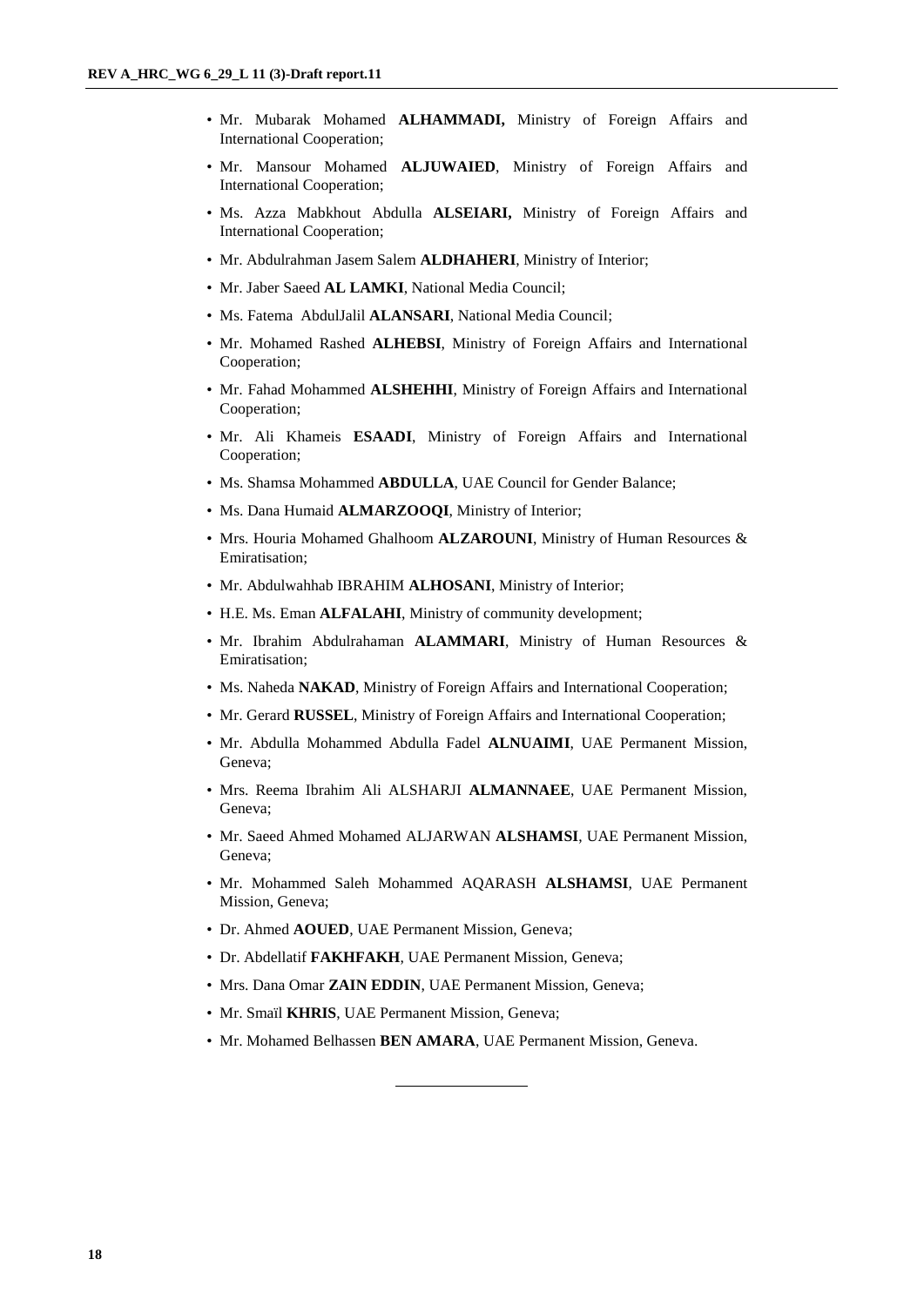- Mr. Mubarak Mohamed **ALHAMMADI,** Ministry of Foreign Affairs and International Cooperation;
- Mr. Mansour Mohamed **ALJUWAIED**, Ministry of Foreign Affairs and International Cooperation;
- Ms. Azza Mabkhout Abdulla **ALSEIARI,** Ministry of Foreign Affairs and International Cooperation;
- Mr. Abdulrahman Jasem Salem **ALDHAHERI**, Ministry of Interior;
- Mr. Jaber Saeed **AL LAMKI**, National Media Council;
- Ms. Fatema AbdulJalil **ALANSARI**, National Media Council;
- Mr. Mohamed Rashed **ALHEBSI**, Ministry of Foreign Affairs and International Cooperation;
- Mr. Fahad Mohammed **ALSHEHHI**, Ministry of Foreign Affairs and International Cooperation;
- Mr. Ali Khameis **ESAADI**, Ministry of Foreign Affairs and International Cooperation;
- Ms. Shamsa Mohammed **ABDULLA**, UAE Council for Gender Balance;
- Ms. Dana Humaid **ALMARZOOQI**, Ministry of Interior;
- Mrs. Houria Mohamed Ghalhoom **ALZAROUNI**, Ministry of Human Resources & Emiratisation;
- Mr. Abdulwahhab IBRAHIM **ALHOSANI**, Ministry of Interior;
- H.E. Ms. Eman **ALFALAHI**, Ministry of community development;
- Mr. Ibrahim Abdulrahaman **ALAMMARI**, Ministry of Human Resources & Emiratisation;
- Ms. Naheda **NAKAD**, Ministry of Foreign Affairs and International Cooperation;
- Mr. Gerard **RUSSEL**, Ministry of Foreign Affairs and International Cooperation;
- Mr. Abdulla Mohammed Abdulla Fadel **ALNUAIMI**, UAE Permanent Mission, Geneva;
- Mrs. Reema Ibrahim Ali ALSHARJI **ALMANNAEE**, UAE Permanent Mission, Geneva;
- Mr. Saeed Ahmed Mohamed ALJARWAN **ALSHAMSI**, UAE Permanent Mission, Geneva;
- Mr. Mohammed Saleh Mohammed AQARASH **ALSHAMSI**, UAE Permanent Mission, Geneva;
- Dr. Ahmed **AOUED**, UAE Permanent Mission, Geneva;
- Dr. Abdellatif **FAKHFAKH**, UAE Permanent Mission, Geneva;
- Mrs. Dana Omar **ZAIN EDDIN**, UAE Permanent Mission, Geneva;
- Mr. Smaïl **KHRIS**, UAE Permanent Mission, Geneva;
- Mr. Mohamed Belhassen **BEN AMARA**, UAE Permanent Mission, Geneva.